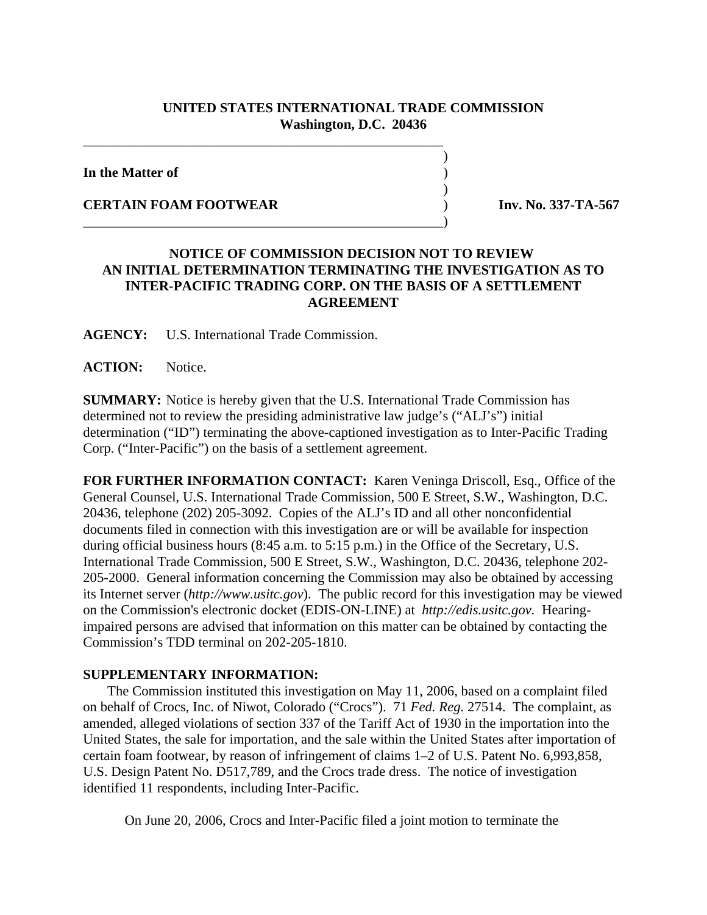**UNITED STATES INTERNATIONAL TRADE COMMISSION**
**Washington, D.C. 20436**

**In the Matter of**

**CERTAIN FOAM FOOTWEAR** **Inv. No. 337-TA-567**

## NOTICE OF COMMISSION DECISION NOT TO REVIEW AN INITIAL DETERMINATION TERMINATING THE INVESTIGATION AS TO INTER-PACIFIC TRADING CORP. ON THE BASIS OF A SETTLEMENT AGREEMENT

**AGENCY:** U.S. International Trade Commission.

**ACTION:** Notice.

**SUMMARY:** Notice is hereby given that the U.S. International Trade Commission has determined not to review the presiding administrative law judge's ("ALJ's") initial determination ("ID") terminating the above-captioned investigation as to Inter-Pacific Trading Corp. ("Inter-Pacific") on the basis of a settlement agreement.

**FOR FURTHER INFORMATION CONTACT:** Karen Veninga Driscoll, Esq., Office of the General Counsel, U.S. International Trade Commission, 500 E Street, S.W., Washington, D.C. 20436, telephone (202) 205-3092. Copies of the ALJ's ID and all other nonconfidential documents filed in connection with this investigation are or will be available for inspection during official business hours (8:45 a.m. to 5:15 p.m.) in the Office of the Secretary, U.S. International Trade Commission, 500 E Street, S.W., Washington, D.C. 20436, telephone 202-205-2000. General information concerning the Commission may also be obtained by accessing its Internet server (*http://www.usitc.gov*). The public record for this investigation may be viewed on the Commission's electronic docket (EDIS-ON-LINE) at *http://edis.usitc.gov.* Hearing-impaired persons are advised that information on this matter can be obtained by contacting the Commission's TDD terminal on 202-205-1810.

**SUPPLEMENTARY INFORMATION:**

The Commission instituted this investigation on May 11, 2006, based on a complaint filed on behalf of Crocs, Inc. of Niwot, Colorado ("Crocs"). 71 *Fed. Reg.* 27514. The complaint, as amended, alleged violations of section 337 of the Tariff Act of 1930 in the importation into the United States, the sale for importation, and the sale within the United States after importation of certain foam footwear, by reason of infringement of claims 1–2 of U.S. Patent No. 6,993,858, U.S. Design Patent No. D517,789, and the Crocs trade dress. The notice of investigation identified 11 respondents, including Inter-Pacific.

On June 20, 2006, Crocs and Inter-Pacific filed a joint motion to terminate the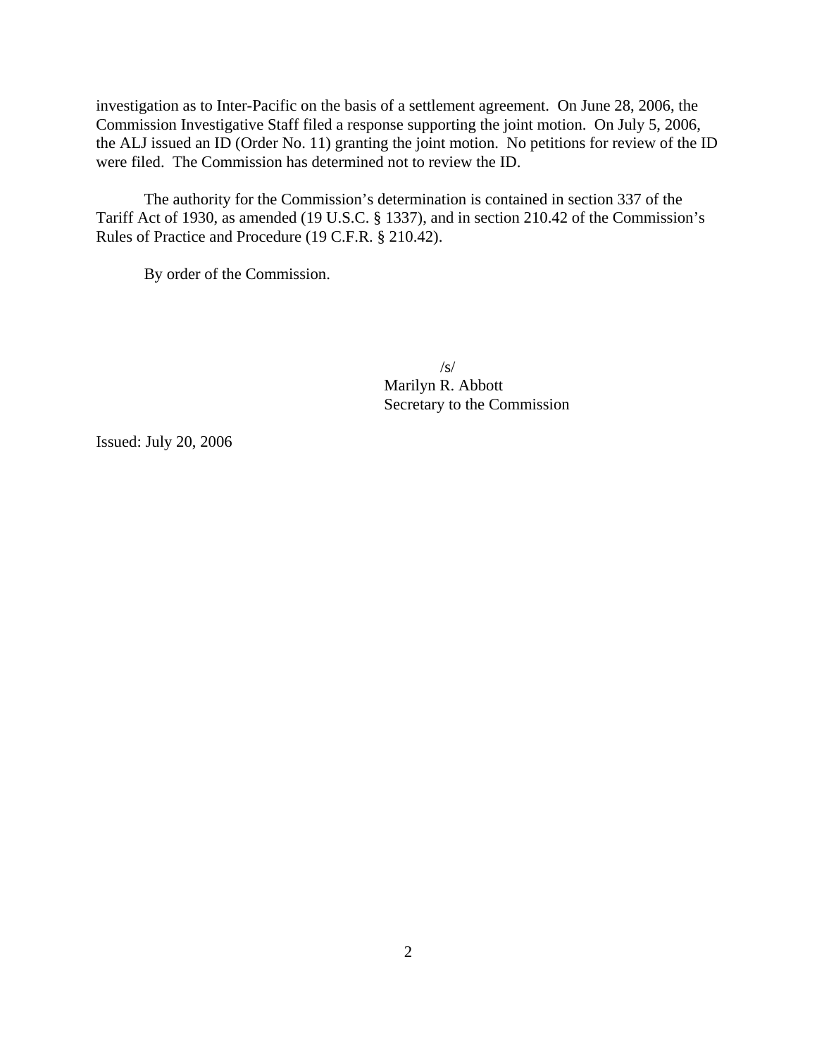investigation as to Inter-Pacific on the basis of a settlement agreement. On June 28, 2006, the Commission Investigative Staff filed a response supporting the joint motion. On July 5, 2006, the ALJ issued an ID (Order No. 11) granting the joint motion. No petitions for review of the ID were filed. The Commission has determined not to review the ID.

The authority for the Commission's determination is contained in section 337 of the Tariff Act of 1930, as amended (19 U.S.C. § 1337), and in section 210.42 of the Commission's Rules of Practice and Procedure (19 C.F.R. § 210.42).

By order of the Commission.

/s/
Marilyn R. Abbott
Secretary to the Commission

Issued: July 20, 2006